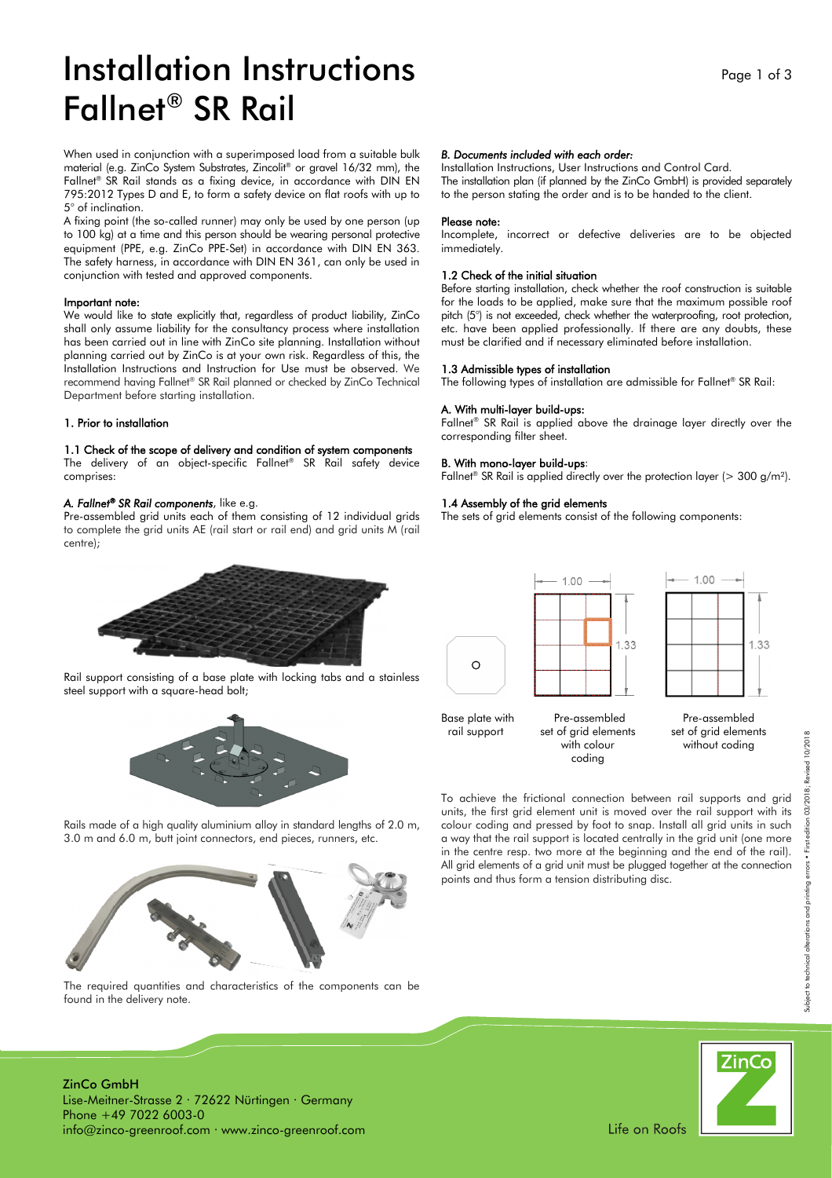# Installation Instructions Fallnet® SR Rail

When used in conjunction with a superimposed load from a suitable bulk material (e.g. ZinCo System Substrates, Zincolit® or gravel 16/32 mm), the Fallnet® SR Rail stands as a fixing device, in accordance with DIN EN 795:2012 Types D and E, to form a safety device on flat roofs with up to 5° of inclination.

A fixing point (the so-called runner) may only be used by one person (up to 100 kg) at a time and this person should be wearing personal protective equipment (PPE, e.g. ZinCo PPE-Set) in accordance with DIN EN 363. The safety harness, in accordance with DIN EN 361, can only be used in conjunction with tested and approved components.

**Important note:**
We would like to state explicitly that, regardless of product liability, ZinCo shall only assume liability for the consultancy process where installation has been carried out in line with ZinCo site planning. Installation without planning carried out by ZinCo is at your own risk. Regardless of this, the Installation Instructions and Instruction for Use must be observed. We recommend having Fallnet® SR Rail planned or checked by ZinCo Technical Department before starting installation.

## 1. Prior to installation

### 1.1 Check of the scope of delivery and condition of system components

The delivery of an object-specific Fallnet® SR Rail safety device comprises:

*A. Fallnet® SR Rail components*, like e.g.
Pre-assembled grid units each of them consisting of 12 individual grids to complete the grid units AE (rail start or rail end) and grid units M (rail centre);

Rail support consisting of a base plate with locking tabs and a stainless steel support with a square-head bolt;

Rails made of a high quality aluminium alloy in standard lengths of 2.0 m, 3.0 m and 6.0 m, butt joint connectors, end pieces, runners, etc.

The required quantities and characteristics of the components can be found in the delivery note.

*B. Documents included with each order:*
Installation Instructions, User Instructions and Control Card.
The installation plan (if planned by the ZinCo GmbH) is provided separately to the person stating the order and is to be handed to the client.

**Please note:**
Incomplete, incorrect or defective deliveries are to be objected immediately.

### 1.2 Check of the initial situation

Before starting installation, check whether the roof construction is suitable for the loads to be applied, make sure that the maximum possible roof pitch (5°) is not exceeded, check whether the waterproofing, root protection, etc. have been applied professionally. If there are any doubts, these must be clarified and if necessary eliminated before installation.

### 1.3 Admissible types of installation

The following types of installation are admissible for Fallnet® SR Rail:

**A. With multi-layer build-ups:**
Fallnet® SR Rail is applied above the drainage layer directly over the corresponding filter sheet.

**B. With mono-layer build-ups**:
Fallnet® SR Rail is applied directly over the protection layer (> 300 g/m²).

### 1.4 Assembly of the grid elements

The sets of grid elements consist of the following components:

1.00 — 1.33 — 1.00 — 1.33

Base plate with rail support

Pre-assembled set of grid elements with colour coding

Pre-assembled set of grid elements without coding

To achieve the frictional connection between rail supports and grid units, the first grid element unit is moved over the rail support with its colour coding and pressed by foot to snap. Install all grid units in such a way that the rail support is located centrally in the grid unit (one more in the centre resp. two more at the beginning and the end of the rail). All grid elements of a grid unit must be plugged together at the connection points and thus form a tension distributing disc.

Subject to technical alterations and printing errors • First edition 03/2018; Revised 10/2018

ZinCo GmbH
Lise-Meitner-Strasse 2 · 72622 Nürtingen · Germany
Phone +49 7022 6003-0
info@zinco-greenroof.com · www.zinco-greenroof.com

Life on Roofs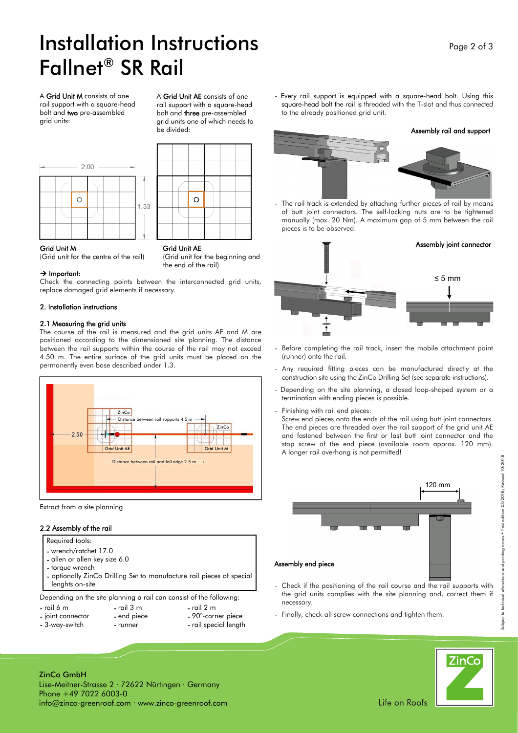# Installation Instructions Fallnet® SR Rail

A **Grid Unit M** consists of one rail support with a square-head bolt and **two** pre-assembled grid units:

A **Grid Unit AE** consists of one rail support with a square-head bolt and **three** pre-assembled grid units one of which needs to be divided:

**Grid Unit M**
(Grid unit for the centre of the rail)

**Grid Unit AE**
(Grid unit for the beginning and the end of the rail)

**→ Important:**
Check the connecting points between the interconnected grid units, replace damaged grid elements if necessary.

## 2. Installation instructions

### 2.1 Measuring the grid units

The course of the rail is measured and the grid units AE and M are positioned according to the dimensioned site planning. The distance between the rail supports within the course of the rail may not exceed 4.50 m. The entire surface of the grid units must be placed on the permanently even base described under 1.3.

Extract from a site planning

### 2.2 Assembly of the rail

Required tools:

- wrench/ratchet 17.0
- allen or allen key size 6.0
- torque wrench
- optionally ZinCo Drilling Set to manufacture rail pieces of special lenghts on-site

Depending on the site planning a rail can consist of the following:

- rail 6 m
- rail 3 m
- rail 2 m
- joint connector
- end piece
- 90°-corner piece
- 3-way-switch
- runner
- rail special length

- Every rail support is equipped with a square-head bolt. Using this square-head bolt the rail is threaded with the T-slot and thus connected to the already positioned grid unit.

**Assembly rail and support**

- The rail track is extended by attaching further pieces of rail by means of butt joint connectors. The self-locking nuts are to be tightened manually (max. 20 Nm). A maximum gap of 5 mm between the rail pieces is to be observed.

**Assembly joint connector**

- Before completing the rail track, insert the mobile attachment point (runner) onto the rail.
- Any required fitting pieces can be manufactured directly at the construction site using the ZinCo Drilling Set (see separate instructions).
- Depending on the site planning, a closed loop-shaped system or a termination with ending pieces is possible.
- Finishing with rail end pieces:
  Screw end pieces onto the ends of the rail using butt joint connectors. The end pieces are threaded over the rail support of the grid unit AE and fastened between the first or last butt joint connector and the stop screw of the end piece (available room approx. 120 mm). A longer rail overhang is not permitted!

**Assembly end piece**

- Check if the positioning of the rail course and the rail supports with the grid units complies with the site planning and, correct them if necessary.
- Finally, check all screw connections and tighten them.

Subject to technical alterations and printing errors • First edition 03/2018; Revised 10/2018

ZinCo GmbH
Lise-Meitner-Strasse 2 · 72622 Nürtingen · Germany
Phone +49 7022 6003-0
info@zinco-greenroof.com · www.zinco-greenroof.com

Life on Roofs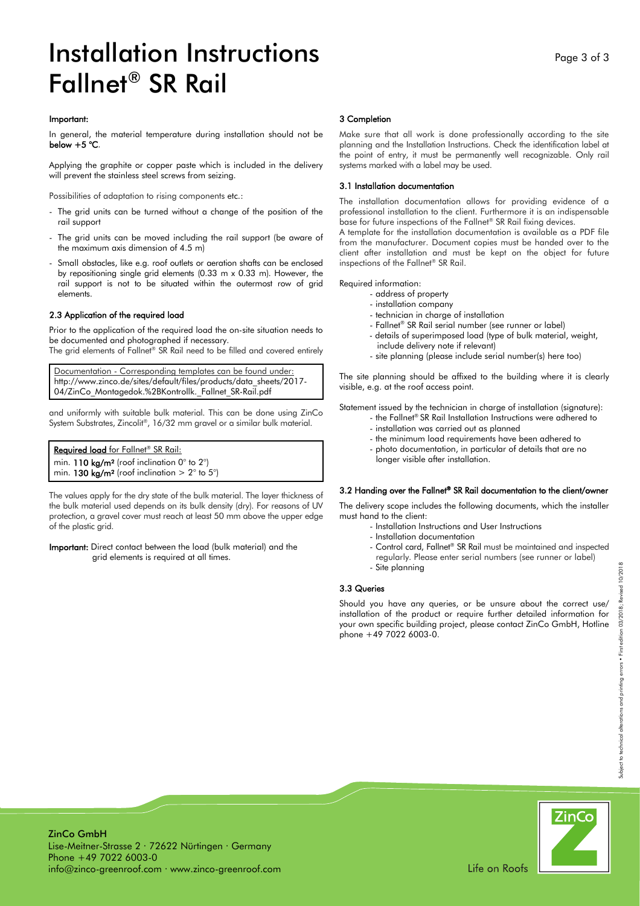# Installation Instructions Fallnet® SR Rail

**Important:**

In general, the material temperature during installation should not be **below +5 °C**.

Applying the graphite or copper paste which is included in the delivery will prevent the stainless steel screws from seizing.

Possibilities of adaptation to rising components etc.:

- The grid units can be turned without a change of the position of the rail support
- The grid units can be moved including the rail support (be aware of the maximum axis dimension of 4.5 m)
- Small obstacles, like e.g. roof outlets or aeration shafts can be enclosed by repositioning single grid elements (0.33 m x 0.33 m). However, the rail support is not to be situated within the outermost row of grid elements.

### 2.3 Application of the required load

Prior to the application of the required load the on-site situation needs to be documented and photographed if necessary.
The grid elements of Fallnet® SR Rail need to be filled and covered entirely and uniformly with suitable bulk material. This can be done using ZinCo System Substrates, Zincolit®, 16/32 mm gravel or a similar bulk material.

> Documentation - Corresponding templates can be found under:
> http://www.zinco.de/sites/default/files/products/data_sheets/2017-04/ZinCo_Montagedok.%2BKontrollk._Fallnet_SR-Rail.pdf

> **Required load** for Fallnet® SR Rail:
> min. **110 kg/m²** (roof inclination 0° to 2°)
> min. **130 kg/m²** (roof inclination > 2° to 5°)

The values apply for the dry state of the bulk material. The layer thickness of the bulk material used depends on its bulk density (dry). For reasons of UV protection, a gravel cover must reach at least 50 mm above the upper edge of the plastic grid.

**Important:** Direct contact between the load (bulk material) and the grid elements is required at all times.

## 3 Completion

Make sure that all work is done professionally according to the site planning and the Installation Instructions. Check the identification label at the point of entry, it must be permanently well recognizable. Only rail systems marked with a label may be used.

### 3.1 Installation documentation

The installation documentation allows for providing evidence of a professional installation to the client. Furthermore it is an indispensable base for future inspections of the Fallnet® SR Rail fixing devices.
A template for the installation documentation is available as a PDF file from the manufacturer. Document copies must be handed over to the client after installation and must be kept on the object for future inspections of the Fallnet® SR Rail.

Required information:

- address of property
- installation company
- technician in charge of installation
- Fallnet® SR Rail serial number (see runner or label)
- details of superimposed load (type of bulk material, weight, include delivery note if relevant)
- site planning (please include serial number(s) here too)

The site planning should be affixed to the building where it is clearly visible, e.g. at the roof access point.

Statement issued by the technician in charge of installation (signature):

- the Fallnet® SR Rail Installation Instructions were adhered to
- installation was carried out as planned
- the minimum load requirements have been adhered to
- photo documentation, in particular of details that are no longer visible after installation.

### 3.2 Handing over the Fallnet® SR Rail documentation to the client/owner

The delivery scope includes the following documents, which the installer must hand to the client:

- Installation Instructions and User Instructions
- Installation documentation
- Control card, Fallnet® SR Rail must be maintained and inspected regularly. Please enter serial numbers (see runner or label)
- Site planning

### 3.3 Queries

Should you have any queries, or be unsure about the correct use/ installation of the product or require further detailed information for your own specific building project, please contact ZinCo GmbH, Hotline phone +49 7022 6003-0.

ZinCo GmbH
Lise-Meitner-Strasse 2 · 72622 Nürtingen · Germany
Phone +49 7022 6003-0
info@zinco-greenroof.com · www.zinco-greenroof.com

Life on Roofs

Subject to technical alterations and printing errors • First edition 03/2018; Revised 10/2018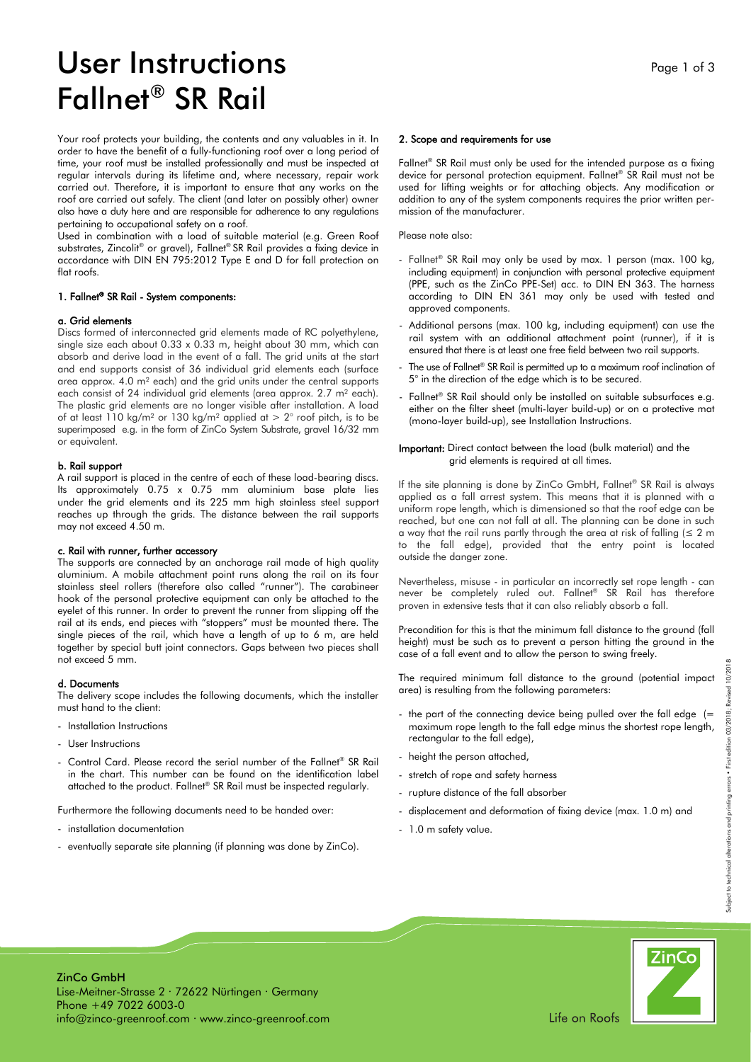# User Instructions Fallnet® SR Rail

Your roof protects your building, the contents and any valuables in it. In order to have the benefit of a fully-functioning roof over a long period of time, your roof must be installed professionally and must be inspected at regular intervals during its lifetime and, where necessary, repair work carried out. Therefore, it is important to ensure that any works on the roof are carried out safely. The client (and later on possibly other) owner also have a duty here and are responsible for adherence to any regulations pertaining to occupational safety on a roof.

Used in combination with a load of suitable material (e.g. Green Roof substrates, Zincolit® or gravel), Fallnet® SR Rail provides a fixing device in accordance with DIN EN 795:2012 Type E and D for fall protection on flat roofs.

### 1. Fallnet® SR Rail - System components:

#### a. Grid elements

Discs formed of interconnected grid elements made of RC polyethylene, single size each about 0.33 x 0.33 m, height about 30 mm, which can absorb and derive load in the event of a fall. The grid units at the start and end supports consist of 36 individual grid elements each (surface area approx. 4.0 m² each) and the grid units under the central supports each consist of 24 individual grid elements (area approx. 2.7 m² each). The plastic grid elements are no longer visible after installation. A load of at least 110 kg/m² or 130 kg/m² applied at > 2° roof pitch, is to be superimposed e.g. in the form of ZinCo System Substrate, gravel 16/32 mm or equivalent.

#### b. Rail support

A rail support is placed in the centre of each of these load-bearing discs. Its approximately 0.75 x 0.75 mm aluminium base plate lies under the grid elements and its 225 mm high stainless steel support reaches up through the grids. The distance between the rail supports may not exceed 4.50 m.

#### c. Rail with runner, further accessory

The supports are connected by an anchorage rail made of high quality aluminium. A mobile attachment point runs along the rail on its four stainless steel rollers (therefore also called "runner"). The carabineer hook of the personal protective equipment can only be attached to the eyelet of this runner. In order to prevent the runner from slipping off the rail at its ends, end pieces with "stoppers" must be mounted there. The single pieces of the rail, which have a length of up to 6 m, are held together by special butt joint connectors. Gaps between two pieces shall not exceed 5 mm.

#### d. Documents

The delivery scope includes the following documents, which the installer must hand to the client:

- Installation Instructions
- User Instructions
- Control Card. Please record the serial number of the Fallnet® SR Rail in the chart. This number can be found on the identification label attached to the product. Fallnet® SR Rail must be inspected regularly.

Furthermore the following documents need to be handed over:

- installation documentation
- eventually separate site planning (if planning was done by ZinCo).

### 2. Scope and requirements for use

Fallnet® SR Rail must only be used for the intended purpose as a fixing device for personal protection equipment. Fallnet® SR Rail must not be used for lifting weights or for attaching objects. Any modification or addition to any of the system components requires the prior written permission of the manufacturer.

Please note also:

- Fallnet® SR Rail may only be used by max. 1 person (max. 100 kg, including equipment) in conjunction with personal protective equipment (PPE, such as the ZinCo PPE-Set) acc. to DIN EN 363. The harness according to DIN EN 361 may only be used with tested and approved components.
- Additional persons (max. 100 kg, including equipment) can use the rail system with an additional attachment point (runner), if it is ensured that there is at least one free field between two rail supports.
- The use of Fallnet® SR Rail is permitted up to a maximum roof inclination of 5° in the direction of the edge which is to be secured.
- Fallnet® SR Rail should only be installed on suitable subsurfaces e.g. either on the filter sheet (multi-layer build-up) or on a protective mat (mono-layer build-up), see Installation Instructions.

**Important:** Direct contact between the load (bulk material) and the grid elements is required at all times.

If the site planning is done by ZinCo GmbH, Fallnet® SR Rail is always applied as a fall arrest system. This means that it is planned with a uniform rope length, which is dimensioned so that the roof edge can be reached, but one can not fall at all. The planning can be done in such a way that the rail runs partly through the area at risk of falling (≤ 2 m to the fall edge), provided that the entry point is located outside the danger zone.

Nevertheless, misuse - in particular an incorrectly set rope length - can never be completely ruled out. Fallnet® SR Rail has therefore proven in extensive tests that it can also reliably absorb a fall.

Precondition for this is that the minimum fall distance to the ground (fall height) must be such as to prevent a person hitting the ground in the case of a fall event and to allow the person to swing freely.

The required minimum fall distance to the ground (potential impact area) is resulting from the following parameters:

- the part of the connecting device being pulled over the fall edge (= maximum rope length to the fall edge minus the shortest rope length, rectangular to the fall edge),
- height the person attached,
- stretch of rope and safety harness
- rupture distance of the fall absorber
- displacement and deformation of fixing device (max. 1.0 m) and
- 1.0 m safety value.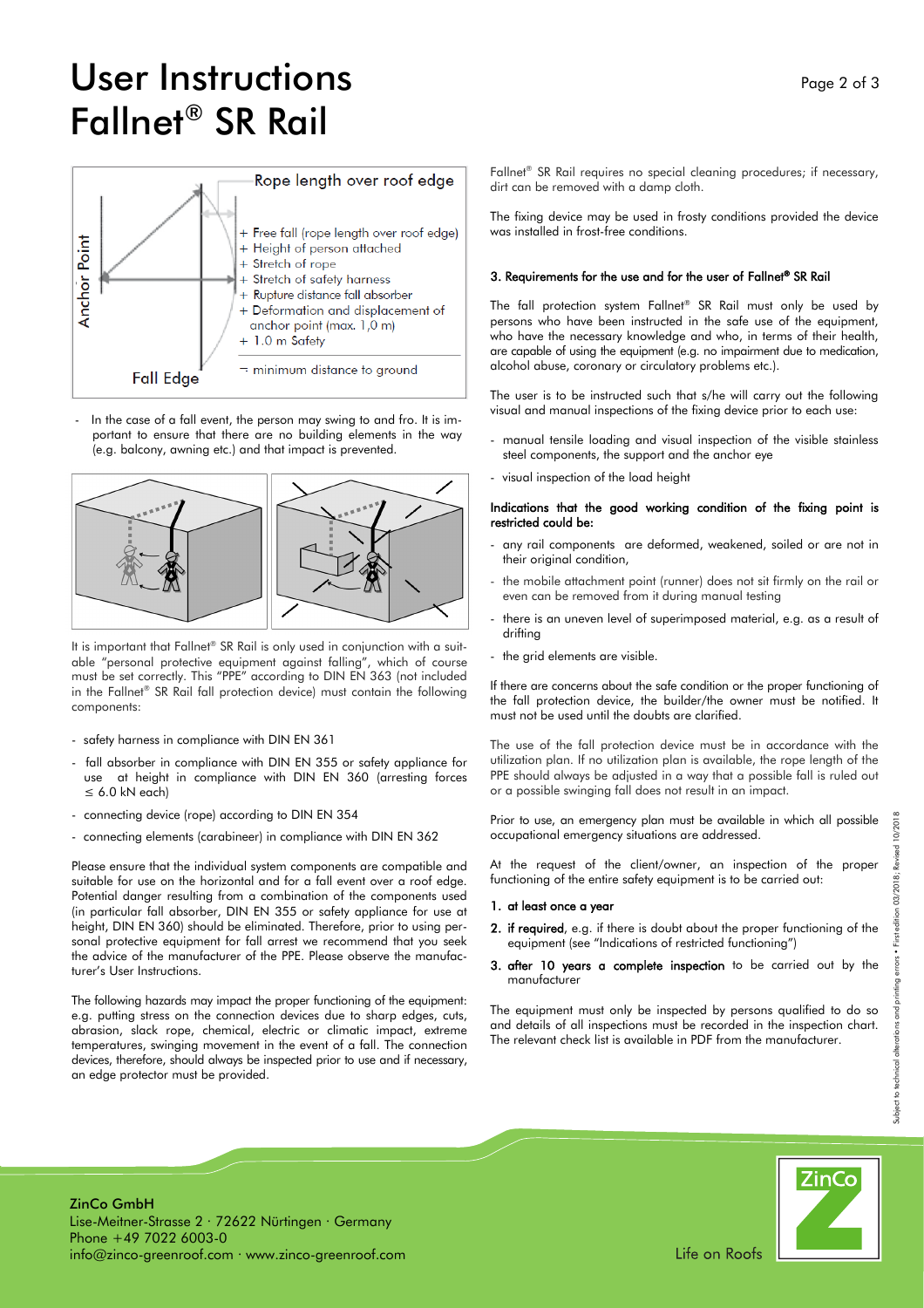# User Instructions Fallnet® SR Rail

Rope length over roof edge

Anchor Point

+ Free fall (rope length over roof edge)
+ Height of person attached
+ Stretch of rope
+ Stretch of safety harness
+ Rupture distance fall absorber
+ Deformation and displacement of anchor point (max. 1,0 m)
+ 1.0 m Safety

= minimum distance to ground

Fall Edge

- In the case of a fall event, the person may swing to and fro. It is important to ensure that there are no building elements in the way (e.g. balcony, awning etc.) and that impact is prevented.

It is important that Fallnet® SR Rail is only used in conjunction with a suitable "personal protective equipment against falling", which of course must be set correctly. This "PPE" according to DIN EN 363 (not included in the Fallnet® SR Rail fall protection device) must contain the following components:

- safety harness in compliance with DIN EN 361
- fall absorber in compliance with DIN EN 355 or safety appliance for use at height in compliance with DIN EN 360 (arresting forces ≤ 6.0 kN each)
- connecting device (rope) according to DIN EN 354
- connecting elements (carabineer) in compliance with DIN EN 362

Please ensure that the individual system components are compatible and suitable for use on the horizontal and for a fall event over a roof edge. Potential danger resulting from a combination of the components used (in particular fall absorber, DIN EN 355 or safety appliance for use at height, DIN EN 360) should be eliminated. Therefore, prior to using personal protective equipment for fall arrest we recommend that you seek the advice of the manufacturer of the PPE. Please observe the manufacturer's User Instructions.

The following hazards may impact the proper functioning of the equipment: e.g. putting stress on the connection devices due to sharp edges, cuts, abrasion, slack rope, chemical, electric or climatic impact, extreme temperatures, swinging movement in the event of a fall. The connection devices, therefore, should always be inspected prior to use and if necessary, an edge protector must be provided.

Fallnet® SR Rail requires no special cleaning procedures; if necessary, dirt can be removed with a damp cloth.

The fixing device may be used in frosty conditions provided the device was installed in frost-free conditions.

### 3. Requirements for the use and for the user of Fallnet® SR Rail

The fall protection system Fallnet® SR Rail must only be used by persons who have been instructed in the safe use of the equipment, who have the necessary knowledge and who, in terms of their health, are capable of using the equipment (e.g. no impairment due to medication, alcohol abuse, coronary or circulatory problems etc.).

The user is to be instructed such that s/he will carry out the following visual and manual inspections of the fixing device prior to each use:

- manual tensile loading and visual inspection of the visible stainless steel components, the support and the anchor eye
- visual inspection of the load height

**Indications that the good working condition of the fixing point is restricted could be:**

- any rail components are deformed, weakened, soiled or are not in their original condition,
- the mobile attachment point (runner) does not sit firmly on the rail or even can be removed from it during manual testing
- there is an uneven level of superimposed material, e.g. as a result of drifting
- the grid elements are visible.

If there are concerns about the safe condition or the proper functioning of the fall protection device, the builder/the owner must be notified. It must not be used until the doubts are clarified.

The use of the fall protection device must be in accordance with the utilization plan. If no utilization plan is available, the rope length of the PPE should always be adjusted in a way that a possible fall is ruled out or a possible swinging fall does not result in an impact.

Prior to use, an emergency plan must be available in which all possible occupational emergency situations are addressed.

At the request of the client/owner, an inspection of the proper functioning of the entire safety equipment is to be carried out:

1. **at least once a year**
2. **if required**, e.g. if there is doubt about the proper functioning of the equipment (see "Indications of restricted functioning")
3. **after 10 years a complete inspection** to be carried out by the manufacturer

The equipment must only be inspected by persons qualified to do so and details of all inspections must be recorded in the inspection chart. The relevant check list is available in PDF from the manufacturer.

Subject to technical alterations and printing errors • First edition 03/2018; Revised 10/2018

ZinCo GmbH
Lise-Meitner-Strasse 2 · 72622 Nürtingen · Germany
Phone +49 7022 6003-0
info@zinco-greenroof.com · www.zinco-greenroof.com

Life on Roofs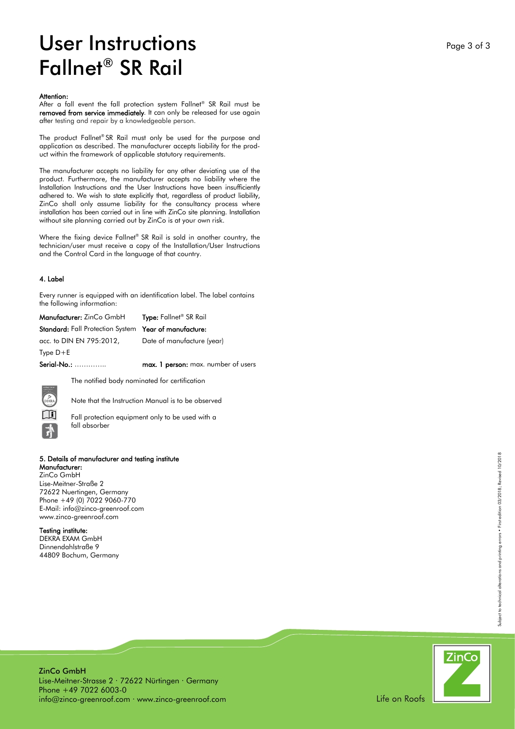# User Instructions Fallnet® SR Rail

**Attention:**
After a fall event the fall protection system Fallnet® SR Rail must be **removed from service immediately**. It can only be released for use again after testing and repair by a knowledgeable person.

The product Fallnet® SR Rail must only be used for the purpose and application as described. The manufacturer accepts liability for the product within the framework of applicable statutory requirements.

The manufacturer accepts no liability for any other deviating use of the product. Furthermore, the manufacturer accepts no liability where the Installation Instructions and the User Instructions have been insufficiently adhered to. We wish to state explicitly that, regardless of product liability, ZinCo shall only assume liability for the consultancy process where installation has been carried out in line with ZinCo site planning. Installation without site planning carried out by ZinCo is at your own risk.

Where the fixing device Fallnet® SR Rail is sold in another country, the technician/user must receive a copy of the Installation/User Instructions and the Control Card in the language of that country.

## 4. Label

Every runner is equipped with an identification label. The label contains the following information:

| | |
|---|---|
| **Manufacturer:** ZinCo GmbH | **Type:** Fallnet® SR Rail |
| **Standard:** Fall Protection System acc. to DIN EN 795:2012, Type D+E | **Year of manufacture:** Date of manufacture (year) |
| **Serial-No.:** ………….. | **max. 1 person:** max. number of users |

The notified body nominated for certification

Note that the Instruction Manual is to be observed

Fall protection equipment only to be used with a fall absorber

## 5. Details of manufacturer and testing institute

**Manufacturer:**
ZinCo GmbH
Lise-Meitner-Straße 2
72622 Nuertingen, Germany
Phone +49 (0) 7022 9060-770
E-Mail: info@zinco-greenroof.com
www.zinco-greenroof.com

**Testing institute:**
DEKRA EXAM GmbH
Dinnendahlstraße 9
44809 Bochum, Germany

Subject to technical alterations and printing errors • First edition 03/2018; Revised 10/2018

ZinCo GmbH
Lise-Meitner-Strasse 2 · 72622 Nürtingen · Germany
Phone +49 7022 6003-0
info@zinco-greenroof.com · www.zinco-greenroof.com

Life on Roofs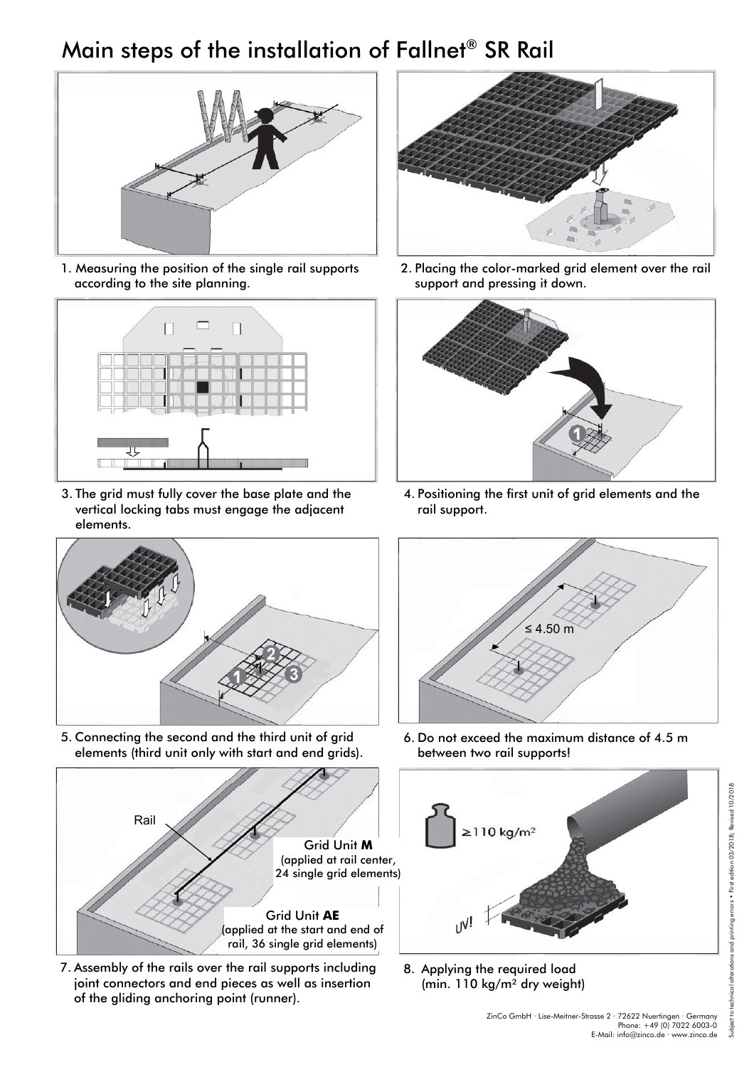# Main steps of the installation of Fallnet® SR Rail

1. Measuring the position of the single rail supports according to the site planning.

2. Placing the color-marked grid element over the rail support and pressing it down.

3. The grid must fully cover the base plate and the vertical locking tabs must engage the adjacent elements.

4. Positioning the first unit of grid elements and the rail support.

5. Connecting the second and the third unit of grid elements (third unit only with start and end grids).

≤ 4.50 m

6. Do not exceed the maximum distance of 4.5 m between two rail supports!

Rail

Grid Unit **M** (applied at rail center, 24 single grid elements)

Grid Unit **AE** (applied at the start and end of rail, 36 single grid elements)

7. Assembly of the rails over the rail supports including joint connectors and end pieces as well as insertion of the gliding anchoring point (runner).

≥110 kg/m²

UV!

8. Applying the required load (min. 110 kg/m² dry weight)

ZinCo GmbH · Lise-Meitner-Strasse 2 · 72622 Nuertingen · Germany
Phone: +49 (0) 7022 6003-0
E-Mail: info@zinco.de · www.zinco.de

Subject to technical alterations and printing errors • First edition 03/2018; Revised 10/2018